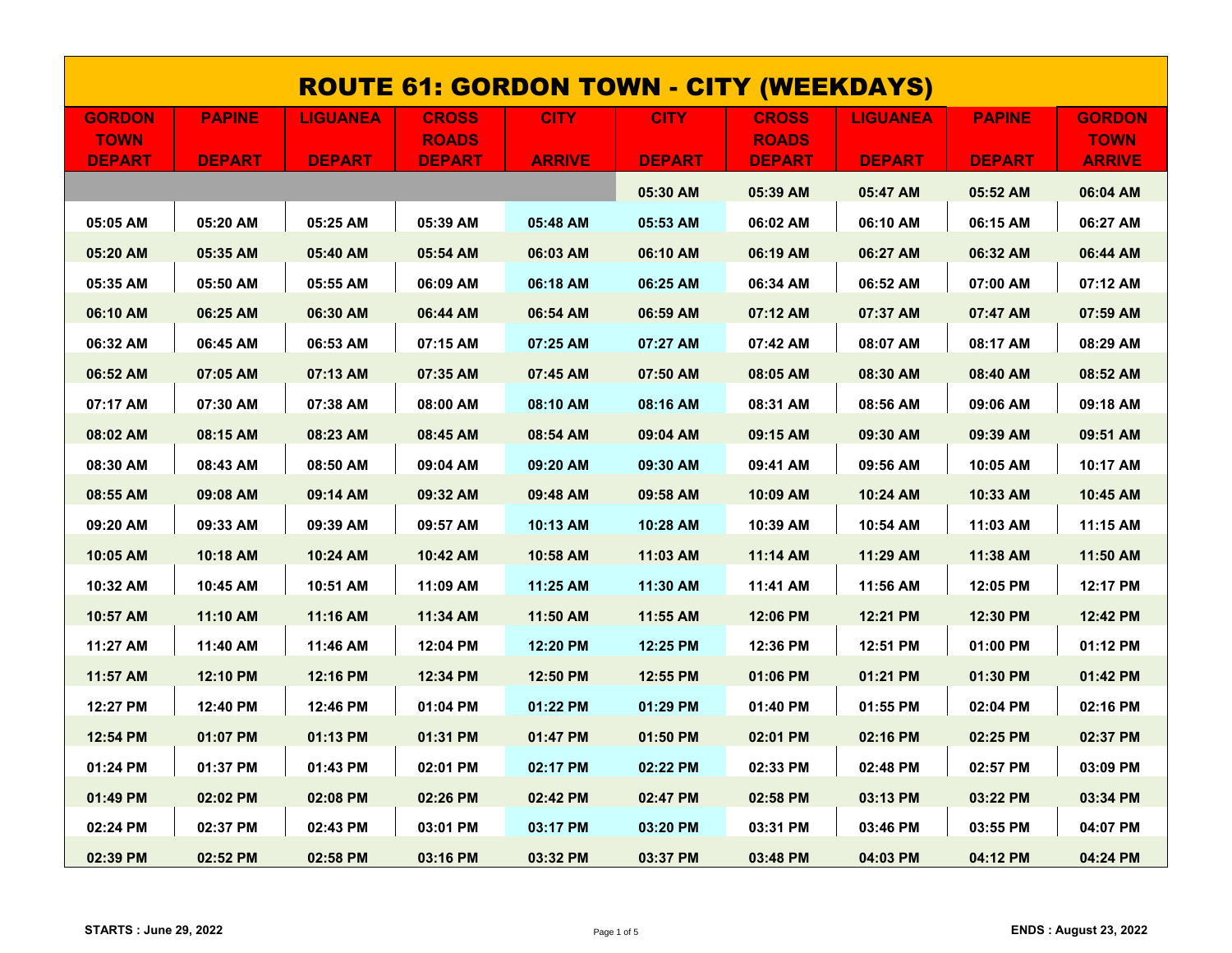# ROUTE 61: GORDON TOWN - CITY (WEEKDAYS)

| GORDON TOWN DEPART | PAPINE DEPART | LIGUANEA DEPART | CROSS ROADS DEPART | CITY ARRIVE | CITY DEPART | CROSS ROADS DEPART | LIGUANEA DEPART | PAPINE DEPART | GORDON TOWN ARRIVE |
|---|---|---|---|---|---|---|---|---|---|
| | | | | | 05:30 AM | 05:39 AM | 05:47 AM | 05:52 AM | 06:04 AM |
| 05:05 AM | 05:20 AM | 05:25 AM | 05:39 AM | 05:48 AM | 05:53 AM | 06:02 AM | 06:10 AM | 06:15 AM | 06:27 AM |
| 05:20 AM | 05:35 AM | 05:40 AM | 05:54 AM | 06:03 AM | 06:10 AM | 06:19 AM | 06:27 AM | 06:32 AM | 06:44 AM |
| 05:35 AM | 05:50 AM | 05:55 AM | 06:09 AM | 06:18 AM | 06:25 AM | 06:34 AM | 06:52 AM | 07:00 AM | 07:12 AM |
| 06:10 AM | 06:25 AM | 06:30 AM | 06:44 AM | 06:54 AM | 06:59 AM | 07:12 AM | 07:37 AM | 07:47 AM | 07:59 AM |
| 06:32 AM | 06:45 AM | 06:53 AM | 07:15 AM | 07:25 AM | 07:27 AM | 07:42 AM | 08:07 AM | 08:17 AM | 08:29 AM |
| 06:52 AM | 07:05 AM | 07:13 AM | 07:35 AM | 07:45 AM | 07:50 AM | 08:05 AM | 08:30 AM | 08:40 AM | 08:52 AM |
| 07:17 AM | 07:30 AM | 07:38 AM | 08:00 AM | 08:10 AM | 08:16 AM | 08:31 AM | 08:56 AM | 09:06 AM | 09:18 AM |
| 08:02 AM | 08:15 AM | 08:23 AM | 08:45 AM | 08:54 AM | 09:04 AM | 09:15 AM | 09:30 AM | 09:39 AM | 09:51 AM |
| 08:30 AM | 08:43 AM | 08:50 AM | 09:04 AM | 09:20 AM | 09:30 AM | 09:41 AM | 09:56 AM | 10:05 AM | 10:17 AM |
| 08:55 AM | 09:08 AM | 09:14 AM | 09:32 AM | 09:48 AM | 09:58 AM | 10:09 AM | 10:24 AM | 10:33 AM | 10:45 AM |
| 09:20 AM | 09:33 AM | 09:39 AM | 09:57 AM | 10:13 AM | 10:28 AM | 10:39 AM | 10:54 AM | 11:03 AM | 11:15 AM |
| 10:05 AM | 10:18 AM | 10:24 AM | 10:42 AM | 10:58 AM | 11:03 AM | 11:14 AM | 11:29 AM | 11:38 AM | 11:50 AM |
| 10:32 AM | 10:45 AM | 10:51 AM | 11:09 AM | 11:25 AM | 11:30 AM | 11:41 AM | 11:56 AM | 12:05 PM | 12:17 PM |
| 10:57 AM | 11:10 AM | 11:16 AM | 11:34 AM | 11:50 AM | 11:55 AM | 12:06 PM | 12:21 PM | 12:30 PM | 12:42 PM |
| 11:27 AM | 11:40 AM | 11:46 AM | 12:04 PM | 12:20 PM | 12:25 PM | 12:36 PM | 12:51 PM | 01:00 PM | 01:12 PM |
| 11:57 AM | 12:10 PM | 12:16 PM | 12:34 PM | 12:50 PM | 12:55 PM | 01:06 PM | 01:21 PM | 01:30 PM | 01:42 PM |
| 12:27 PM | 12:40 PM | 12:46 PM | 01:04 PM | 01:22 PM | 01:29 PM | 01:40 PM | 01:55 PM | 02:04 PM | 02:16 PM |
| 12:54 PM | 01:07 PM | 01:13 PM | 01:31 PM | 01:47 PM | 01:50 PM | 02:01 PM | 02:16 PM | 02:25 PM | 02:37 PM |
| 01:24 PM | 01:37 PM | 01:43 PM | 02:01 PM | 02:17 PM | 02:22 PM | 02:33 PM | 02:48 PM | 02:57 PM | 03:09 PM |
| 01:49 PM | 02:02 PM | 02:08 PM | 02:26 PM | 02:42 PM | 02:47 PM | 02:58 PM | 03:13 PM | 03:22 PM | 03:34 PM |
| 02:24 PM | 02:37 PM | 02:43 PM | 03:01 PM | 03:17 PM | 03:20 PM | 03:31 PM | 03:46 PM | 03:55 PM | 04:07 PM |
| 02:39 PM | 02:52 PM | 02:58 PM | 03:16 PM | 03:32 PM | 03:37 PM | 03:48 PM | 04:03 PM | 04:12 PM | 04:24 PM |

**STARTS : June 29, 2022** **ENDS : August 23, 2022**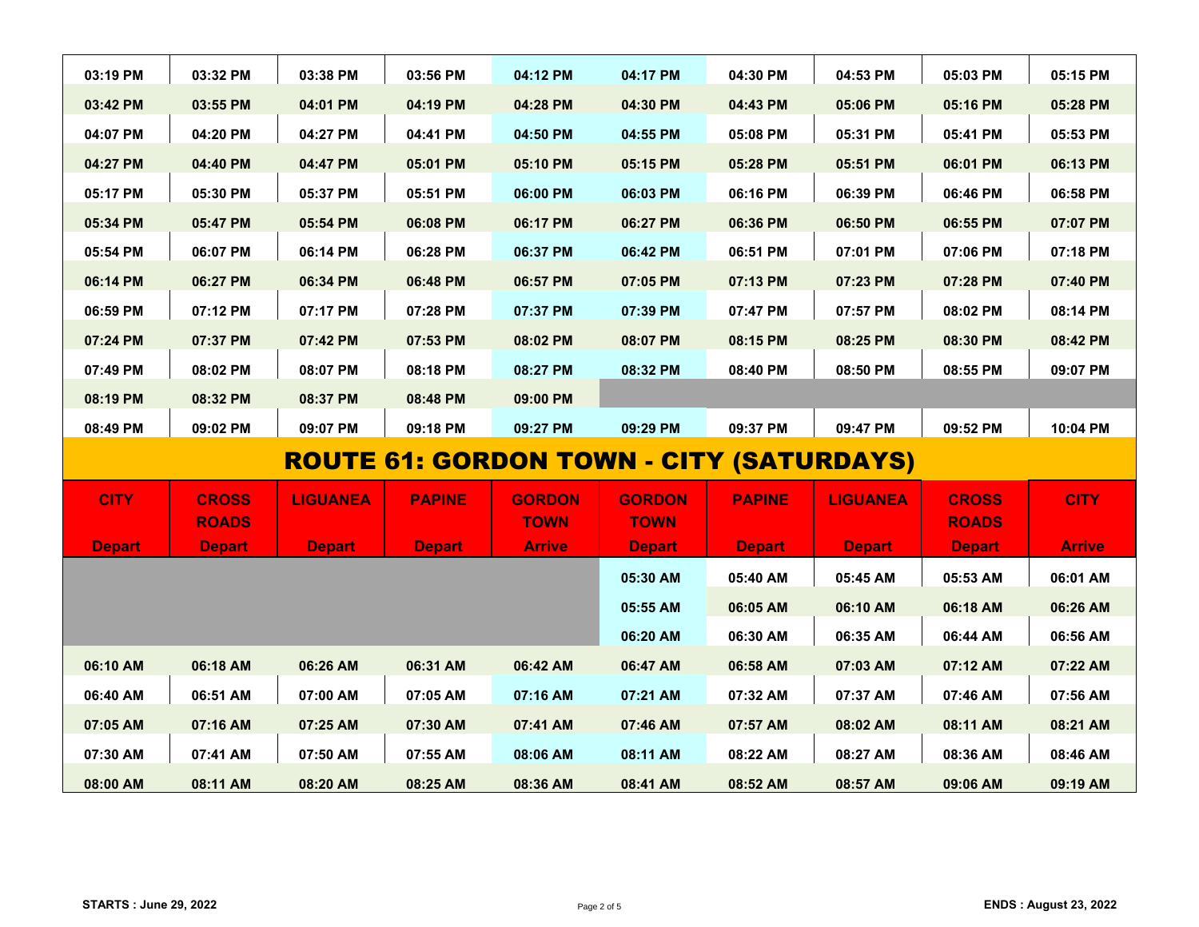| | | | | | | | | | |
|---|---|---|---|---|---|---|---|---|---|
| 03:19 PM | 03:32 PM | 03:38 PM | 03:56 PM | 04:12 PM | 04:17 PM | 04:30 PM | 04:53 PM | 05:03 PM | 05:15 PM |
| 03:42 PM | 03:55 PM | 04:01 PM | 04:19 PM | 04:28 PM | 04:30 PM | 04:43 PM | 05:06 PM | 05:16 PM | 05:28 PM |
| 04:07 PM | 04:20 PM | 04:27 PM | 04:41 PM | 04:50 PM | 04:55 PM | 05:08 PM | 05:31 PM | 05:41 PM | 05:53 PM |
| 04:27 PM | 04:40 PM | 04:47 PM | 05:01 PM | 05:10 PM | 05:15 PM | 05:28 PM | 05:51 PM | 06:01 PM | 06:13 PM |
| 05:17 PM | 05:30 PM | 05:37 PM | 05:51 PM | 06:00 PM | 06:03 PM | 06:16 PM | 06:39 PM | 06:46 PM | 06:58 PM |
| 05:34 PM | 05:47 PM | 05:54 PM | 06:08 PM | 06:17 PM | 06:27 PM | 06:36 PM | 06:50 PM | 06:55 PM | 07:07 PM |
| 05:54 PM | 06:07 PM | 06:14 PM | 06:28 PM | 06:37 PM | 06:42 PM | 06:51 PM | 07:01 PM | 07:06 PM | 07:18 PM |
| 06:14 PM | 06:27 PM | 06:34 PM | 06:48 PM | 06:57 PM | 07:05 PM | 07:13 PM | 07:23 PM | 07:28 PM | 07:40 PM |
| 06:59 PM | 07:12 PM | 07:17 PM | 07:28 PM | 07:37 PM | 07:39 PM | 07:47 PM | 07:57 PM | 08:02 PM | 08:14 PM |
| 07:24 PM | 07:37 PM | 07:42 PM | 07:53 PM | 08:02 PM | 08:07 PM | 08:15 PM | 08:25 PM | 08:30 PM | 08:42 PM |
| 07:49 PM | 08:02 PM | 08:07 PM | 08:18 PM | 08:27 PM | 08:32 PM | 08:40 PM | 08:50 PM | 08:55 PM | 09:07 PM |
| 08:19 PM | 08:32 PM | 08:37 PM | 08:48 PM | 09:00 PM | | | | | |
| 08:49 PM | 09:02 PM | 09:07 PM | 09:18 PM | 09:27 PM | 09:29 PM | 09:37 PM | 09:47 PM | 09:52 PM | 10:04 PM |

## ROUTE 61: GORDON TOWN - CITY (SATURDAYS)

| CITY Depart | CROSS ROADS Depart | LIGUANEA Depart | PAPINE Depart | GORDON TOWN Arrive | GORDON TOWN Depart | PAPINE Depart | LIGUANEA Depart | CROSS ROADS Depart | CITY Arrive |
|---|---|---|---|---|---|---|---|---|---|
| | | | | | 05:30 AM | 05:40 AM | 05:45 AM | 05:53 AM | 06:01 AM |
| | | | | | 05:55 AM | 06:05 AM | 06:10 AM | 06:18 AM | 06:26 AM |
| | | | | | 06:20 AM | 06:30 AM | 06:35 AM | 06:44 AM | 06:56 AM |
| 06:10 AM | 06:18 AM | 06:26 AM | 06:31 AM | 06:42 AM | 06:47 AM | 06:58 AM | 07:03 AM | 07:12 AM | 07:22 AM |
| 06:40 AM | 06:51 AM | 07:00 AM | 07:05 AM | 07:16 AM | 07:21 AM | 07:32 AM | 07:37 AM | 07:46 AM | 07:56 AM |
| 07:05 AM | 07:16 AM | 07:25 AM | 07:30 AM | 07:41 AM | 07:46 AM | 07:57 AM | 08:02 AM | 08:11 AM | 08:21 AM |
| 07:30 AM | 07:41 AM | 07:50 AM | 07:55 AM | 08:06 AM | 08:11 AM | 08:22 AM | 08:27 AM | 08:36 AM | 08:46 AM |
| 08:00 AM | 08:11 AM | 08:20 AM | 08:25 AM | 08:36 AM | 08:41 AM | 08:52 AM | 08:57 AM | 09:06 AM | 09:19 AM |

**STARTS : June 29, 2022**

**ENDS : August 23, 2022**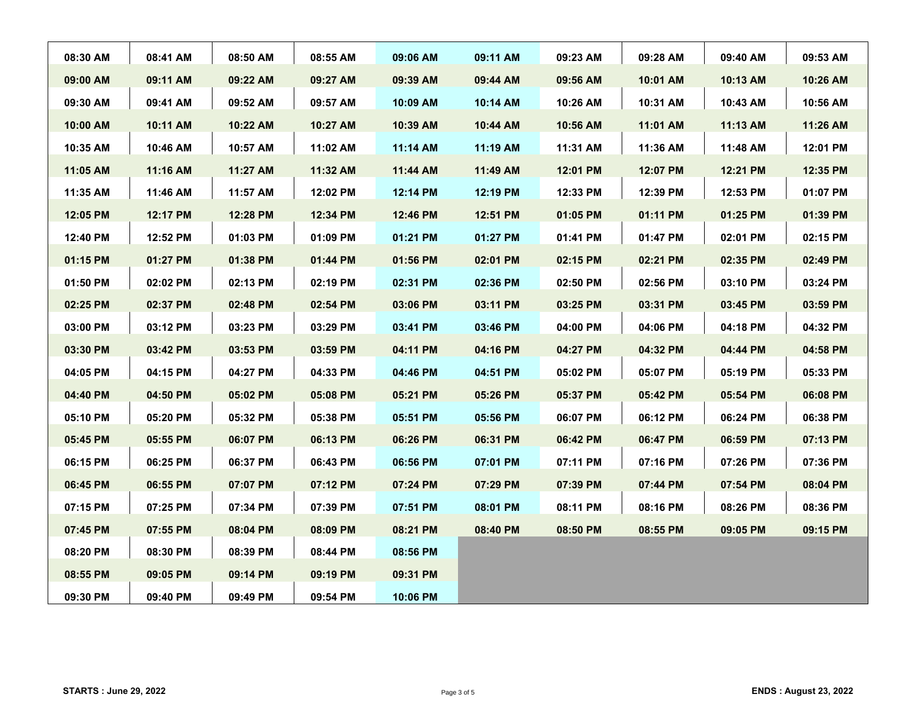| | | | | | | | | | |
|---|---|---|---|---|---|---|---|---|---|
| 08:30 AM | 08:41 AM | 08:50 AM | 08:55 AM | 09:06 AM | 09:11 AM | 09:23 AM | 09:28 AM | 09:40 AM | 09:53 AM |
| 09:00 AM | 09:11 AM | 09:22 AM | 09:27 AM | 09:39 AM | 09:44 AM | 09:56 AM | 10:01 AM | 10:13 AM | 10:26 AM |
| 09:30 AM | 09:41 AM | 09:52 AM | 09:57 AM | 10:09 AM | 10:14 AM | 10:26 AM | 10:31 AM | 10:43 AM | 10:56 AM |
| 10:00 AM | 10:11 AM | 10:22 AM | 10:27 AM | 10:39 AM | 10:44 AM | 10:56 AM | 11:01 AM | 11:13 AM | 11:26 AM |
| 10:35 AM | 10:46 AM | 10:57 AM | 11:02 AM | 11:14 AM | 11:19 AM | 11:31 AM | 11:36 AM | 11:48 AM | 12:01 PM |
| 11:05 AM | 11:16 AM | 11:27 AM | 11:32 AM | 11:44 AM | 11:49 AM | 12:01 PM | 12:07 PM | 12:21 PM | 12:35 PM |
| 11:35 AM | 11:46 AM | 11:57 AM | 12:02 PM | 12:14 PM | 12:19 PM | 12:33 PM | 12:39 PM | 12:53 PM | 01:07 PM |
| 12:05 PM | 12:17 PM | 12:28 PM | 12:34 PM | 12:46 PM | 12:51 PM | 01:05 PM | 01:11 PM | 01:25 PM | 01:39 PM |
| 12:40 PM | 12:52 PM | 01:03 PM | 01:09 PM | 01:21 PM | 01:27 PM | 01:41 PM | 01:47 PM | 02:01 PM | 02:15 PM |
| 01:15 PM | 01:27 PM | 01:38 PM | 01:44 PM | 01:56 PM | 02:01 PM | 02:15 PM | 02:21 PM | 02:35 PM | 02:49 PM |
| 01:50 PM | 02:02 PM | 02:13 PM | 02:19 PM | 02:31 PM | 02:36 PM | 02:50 PM | 02:56 PM | 03:10 PM | 03:24 PM |
| 02:25 PM | 02:37 PM | 02:48 PM | 02:54 PM | 03:06 PM | 03:11 PM | 03:25 PM | 03:31 PM | 03:45 PM | 03:59 PM |
| 03:00 PM | 03:12 PM | 03:23 PM | 03:29 PM | 03:41 PM | 03:46 PM | 04:00 PM | 04:06 PM | 04:18 PM | 04:32 PM |
| 03:30 PM | 03:42 PM | 03:53 PM | 03:59 PM | 04:11 PM | 04:16 PM | 04:27 PM | 04:32 PM | 04:44 PM | 04:58 PM |
| 04:05 PM | 04:15 PM | 04:27 PM | 04:33 PM | 04:46 PM | 04:51 PM | 05:02 PM | 05:07 PM | 05:19 PM | 05:33 PM |
| 04:40 PM | 04:50 PM | 05:02 PM | 05:08 PM | 05:21 PM | 05:26 PM | 05:37 PM | 05:42 PM | 05:54 PM | 06:08 PM |
| 05:10 PM | 05:20 PM | 05:32 PM | 05:38 PM | 05:51 PM | 05:56 PM | 06:07 PM | 06:12 PM | 06:24 PM | 06:38 PM |
| 05:45 PM | 05:55 PM | 06:07 PM | 06:13 PM | 06:26 PM | 06:31 PM | 06:42 PM | 06:47 PM | 06:59 PM | 07:13 PM |
| 06:15 PM | 06:25 PM | 06:37 PM | 06:43 PM | 06:56 PM | 07:01 PM | 07:11 PM | 07:16 PM | 07:26 PM | 07:36 PM |
| 06:45 PM | 06:55 PM | 07:07 PM | 07:12 PM | 07:24 PM | 07:29 PM | 07:39 PM | 07:44 PM | 07:54 PM | 08:04 PM |
| 07:15 PM | 07:25 PM | 07:34 PM | 07:39 PM | 07:51 PM | 08:01 PM | 08:11 PM | 08:16 PM | 08:26 PM | 08:36 PM |
| 07:45 PM | 07:55 PM | 08:04 PM | 08:09 PM | 08:21 PM | 08:40 PM | 08:50 PM | 08:55 PM | 09:05 PM | 09:15 PM |
| 08:20 PM | 08:30 PM | 08:39 PM | 08:44 PM | 08:56 PM | | | | | |
| 08:55 PM | 09:05 PM | 09:14 PM | 09:19 PM | 09:31 PM | | | | | |
| 09:30 PM | 09:40 PM | 09:49 PM | 09:54 PM | 10:06 PM | | | | | |

**STARTS : June 29, 2022** **ENDS : August 23, 2022**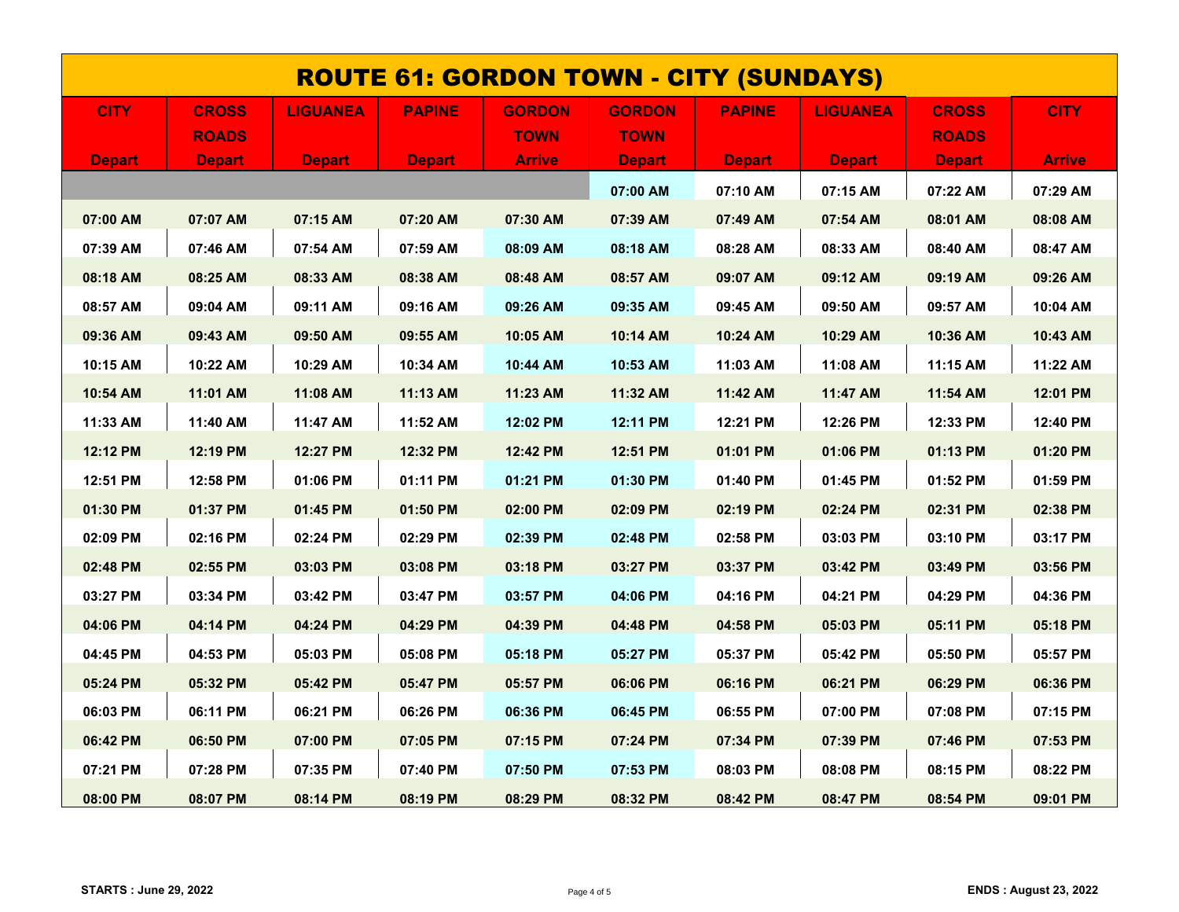# ROUTE 61: GORDON TOWN - CITY (SUNDAYS)

| CITY Depart | CROSS ROADS Depart | LIGUANEA Depart | PAPINE Depart | GORDON TOWN Arrive | GORDON TOWN Depart | PAPINE Depart | LIGUANEA Depart | CROSS ROADS Depart | CITY Arrive |
|---|---|---|---|---|---|---|---|---|---|
| | | | | | 07:00 AM | 07:10 AM | 07:15 AM | 07:22 AM | 07:29 AM |
| 07:00 AM | 07:07 AM | 07:15 AM | 07:20 AM | 07:30 AM | 07:39 AM | 07:49 AM | 07:54 AM | 08:01 AM | 08:08 AM |
| 07:39 AM | 07:46 AM | 07:54 AM | 07:59 AM | 08:09 AM | 08:18 AM | 08:28 AM | 08:33 AM | 08:40 AM | 08:47 AM |
| 08:18 AM | 08:25 AM | 08:33 AM | 08:38 AM | 08:48 AM | 08:57 AM | 09:07 AM | 09:12 AM | 09:19 AM | 09:26 AM |
| 08:57 AM | 09:04 AM | 09:11 AM | 09:16 AM | 09:26 AM | 09:35 AM | 09:45 AM | 09:50 AM | 09:57 AM | 10:04 AM |
| 09:36 AM | 09:43 AM | 09:50 AM | 09:55 AM | 10:05 AM | 10:14 AM | 10:24 AM | 10:29 AM | 10:36 AM | 10:43 AM |
| 10:15 AM | 10:22 AM | 10:29 AM | 10:34 AM | 10:44 AM | 10:53 AM | 11:03 AM | 11:08 AM | 11:15 AM | 11:22 AM |
| 10:54 AM | 11:01 AM | 11:08 AM | 11:13 AM | 11:23 AM | 11:32 AM | 11:42 AM | 11:47 AM | 11:54 AM | 12:01 PM |
| 11:33 AM | 11:40 AM | 11:47 AM | 11:52 AM | 12:02 PM | 12:11 PM | 12:21 PM | 12:26 PM | 12:33 PM | 12:40 PM |
| 12:12 PM | 12:19 PM | 12:27 PM | 12:32 PM | 12:42 PM | 12:51 PM | 01:01 PM | 01:06 PM | 01:13 PM | 01:20 PM |
| 12:51 PM | 12:58 PM | 01:06 PM | 01:11 PM | 01:21 PM | 01:30 PM | 01:40 PM | 01:45 PM | 01:52 PM | 01:59 PM |
| 01:30 PM | 01:37 PM | 01:45 PM | 01:50 PM | 02:00 PM | 02:09 PM | 02:19 PM | 02:24 PM | 02:31 PM | 02:38 PM |
| 02:09 PM | 02:16 PM | 02:24 PM | 02:29 PM | 02:39 PM | 02:48 PM | 02:58 PM | 03:03 PM | 03:10 PM | 03:17 PM |
| 02:48 PM | 02:55 PM | 03:03 PM | 03:08 PM | 03:18 PM | 03:27 PM | 03:37 PM | 03:42 PM | 03:49 PM | 03:56 PM |
| 03:27 PM | 03:34 PM | 03:42 PM | 03:47 PM | 03:57 PM | 04:06 PM | 04:16 PM | 04:21 PM | 04:29 PM | 04:36 PM |
| 04:06 PM | 04:14 PM | 04:24 PM | 04:29 PM | 04:39 PM | 04:48 PM | 04:58 PM | 05:03 PM | 05:11 PM | 05:18 PM |
| 04:45 PM | 04:53 PM | 05:03 PM | 05:08 PM | 05:18 PM | 05:27 PM | 05:37 PM | 05:42 PM | 05:50 PM | 05:57 PM |
| 05:24 PM | 05:32 PM | 05:42 PM | 05:47 PM | 05:57 PM | 06:06 PM | 06:16 PM | 06:21 PM | 06:29 PM | 06:36 PM |
| 06:03 PM | 06:11 PM | 06:21 PM | 06:26 PM | 06:36 PM | 06:45 PM | 06:55 PM | 07:00 PM | 07:08 PM | 07:15 PM |
| 06:42 PM | 06:50 PM | 07:00 PM | 07:05 PM | 07:15 PM | 07:24 PM | 07:34 PM | 07:39 PM | 07:46 PM | 07:53 PM |
| 07:21 PM | 07:28 PM | 07:35 PM | 07:40 PM | 07:50 PM | 07:53 PM | 08:03 PM | 08:08 PM | 08:15 PM | 08:22 PM |
| 08:00 PM | 08:07 PM | 08:14 PM | 08:19 PM | 08:29 PM | 08:32 PM | 08:42 PM | 08:47 PM | 08:54 PM | 09:01 PM |

**STARTS : June 29, 2022** **ENDS : August 23, 2022**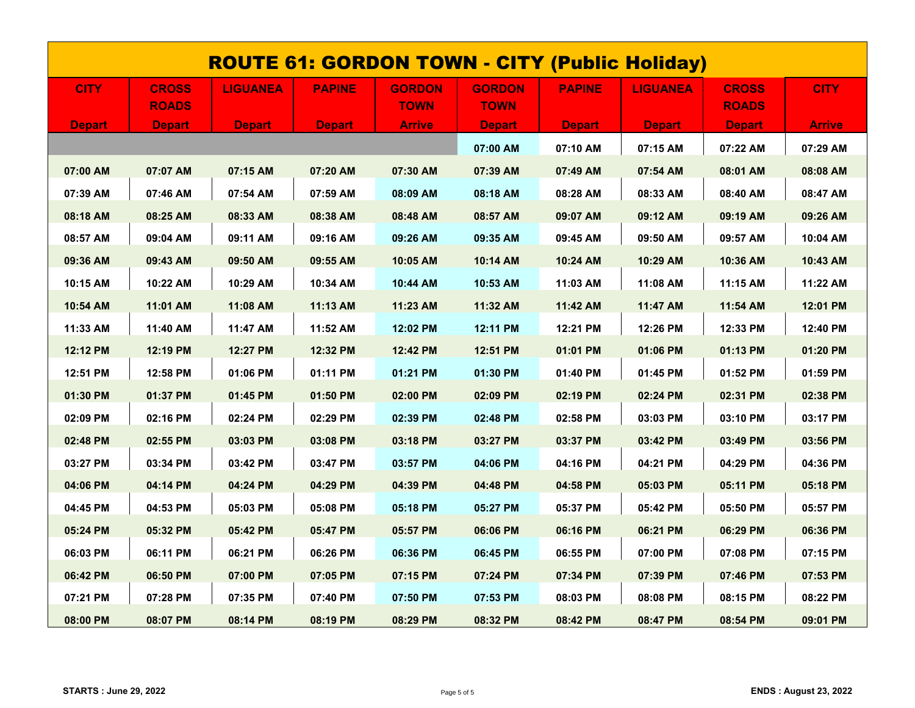# ROUTE 61: GORDON TOWN - CITY (Public Holiday)

| CITY Depart | CROSS ROADS Depart | LIGUANEA Depart | PAPINE Depart | GORDON TOWN Arrive | GORDON TOWN Depart | PAPINE Depart | LIGUANEA Depart | CROSS ROADS Depart | CITY Arrive |
|---|---|---|---|---|---|---|---|---|---|
| | | | | | 07:00 AM | 07:10 AM | 07:15 AM | 07:22 AM | 07:29 AM |
| 07:00 AM | 07:07 AM | 07:15 AM | 07:20 AM | 07:30 AM | 07:39 AM | 07:49 AM | 07:54 AM | 08:01 AM | 08:08 AM |
| 07:39 AM | 07:46 AM | 07:54 AM | 07:59 AM | 08:09 AM | 08:18 AM | 08:28 AM | 08:33 AM | 08:40 AM | 08:47 AM |
| 08:18 AM | 08:25 AM | 08:33 AM | 08:38 AM | 08:48 AM | 08:57 AM | 09:07 AM | 09:12 AM | 09:19 AM | 09:26 AM |
| 08:57 AM | 09:04 AM | 09:11 AM | 09:16 AM | 09:26 AM | 09:35 AM | 09:45 AM | 09:50 AM | 09:57 AM | 10:04 AM |
| 09:36 AM | 09:43 AM | 09:50 AM | 09:55 AM | 10:05 AM | 10:14 AM | 10:24 AM | 10:29 AM | 10:36 AM | 10:43 AM |
| 10:15 AM | 10:22 AM | 10:29 AM | 10:34 AM | 10:44 AM | 10:53 AM | 11:03 AM | 11:08 AM | 11:15 AM | 11:22 AM |
| 10:54 AM | 11:01 AM | 11:08 AM | 11:13 AM | 11:23 AM | 11:32 AM | 11:42 AM | 11:47 AM | 11:54 AM | 12:01 PM |
| 11:33 AM | 11:40 AM | 11:47 AM | 11:52 AM | 12:02 PM | 12:11 PM | 12:21 PM | 12:26 PM | 12:33 PM | 12:40 PM |
| 12:12 PM | 12:19 PM | 12:27 PM | 12:32 PM | 12:42 PM | 12:51 PM | 01:01 PM | 01:06 PM | 01:13 PM | 01:20 PM |
| 12:51 PM | 12:58 PM | 01:06 PM | 01:11 PM | 01:21 PM | 01:30 PM | 01:40 PM | 01:45 PM | 01:52 PM | 01:59 PM |
| 01:30 PM | 01:37 PM | 01:45 PM | 01:50 PM | 02:00 PM | 02:09 PM | 02:19 PM | 02:24 PM | 02:31 PM | 02:38 PM |
| 02:09 PM | 02:16 PM | 02:24 PM | 02:29 PM | 02:39 PM | 02:48 PM | 02:58 PM | 03:03 PM | 03:10 PM | 03:17 PM |
| 02:48 PM | 02:55 PM | 03:03 PM | 03:08 PM | 03:18 PM | 03:27 PM | 03:37 PM | 03:42 PM | 03:49 PM | 03:56 PM |
| 03:27 PM | 03:34 PM | 03:42 PM | 03:47 PM | 03:57 PM | 04:06 PM | 04:16 PM | 04:21 PM | 04:29 PM | 04:36 PM |
| 04:06 PM | 04:14 PM | 04:24 PM | 04:29 PM | 04:39 PM | 04:48 PM | 04:58 PM | 05:03 PM | 05:11 PM | 05:18 PM |
| 04:45 PM | 04:53 PM | 05:03 PM | 05:08 PM | 05:18 PM | 05:27 PM | 05:37 PM | 05:42 PM | 05:50 PM | 05:57 PM |
| 05:24 PM | 05:32 PM | 05:42 PM | 05:47 PM | 05:57 PM | 06:06 PM | 06:16 PM | 06:21 PM | 06:29 PM | 06:36 PM |
| 06:03 PM | 06:11 PM | 06:21 PM | 06:26 PM | 06:36 PM | 06:45 PM | 06:55 PM | 07:00 PM | 07:08 PM | 07:15 PM |
| 06:42 PM | 06:50 PM | 07:00 PM | 07:05 PM | 07:15 PM | 07:24 PM | 07:34 PM | 07:39 PM | 07:46 PM | 07:53 PM |
| 07:21 PM | 07:28 PM | 07:35 PM | 07:40 PM | 07:50 PM | 07:53 PM | 08:03 PM | 08:08 PM | 08:15 PM | 08:22 PM |
| 08:00 PM | 08:07 PM | 08:14 PM | 08:19 PM | 08:29 PM | 08:32 PM | 08:42 PM | 08:47 PM | 08:54 PM | 09:01 PM |

**STARTS : June 29, 2022**

**ENDS : August 23, 2022**